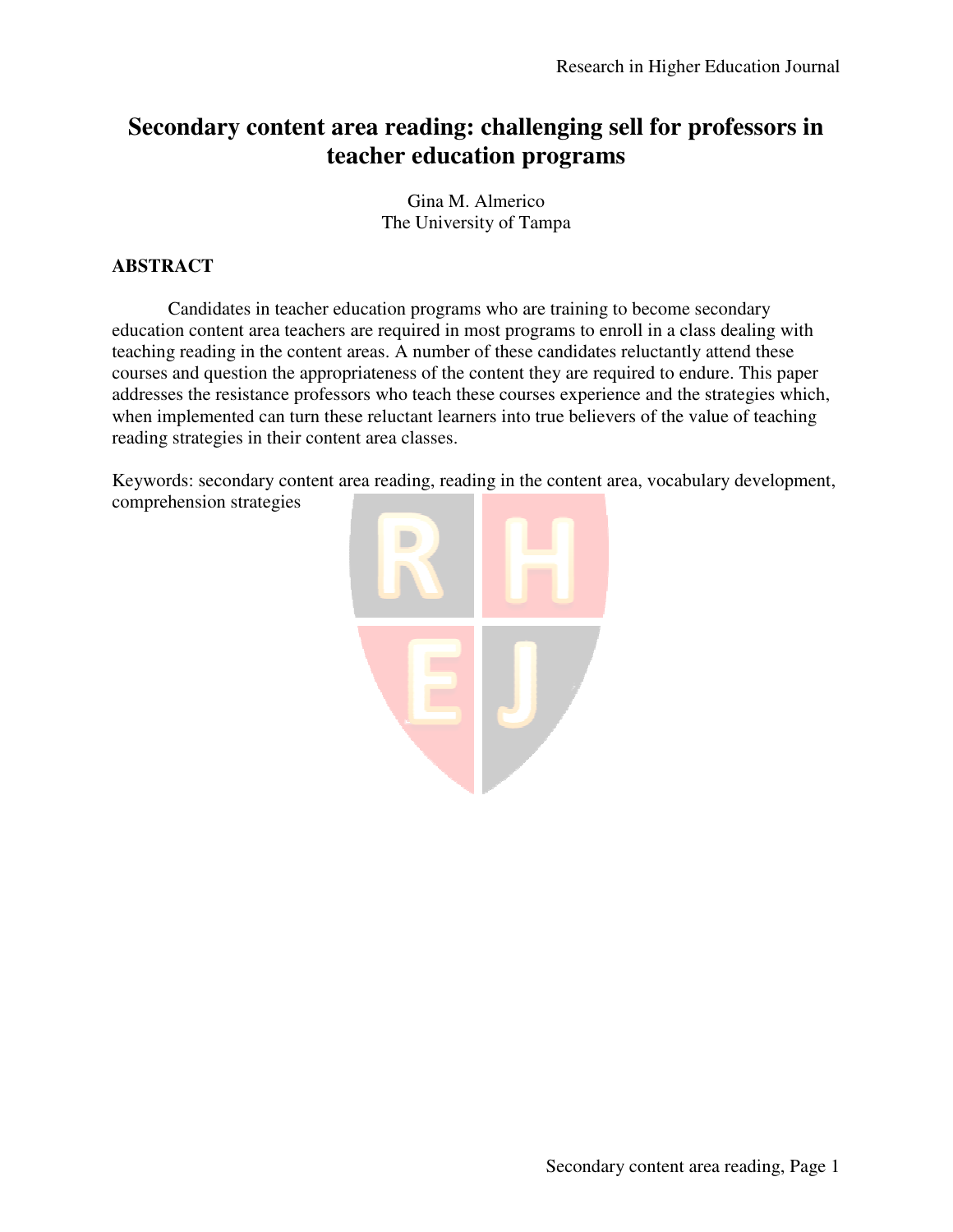# Secondary content area reading: challenging sell for professors in teacher education programs

Gina M. Almerico
The University of Tampa

## ABSTRACT

Candidates in teacher education programs who are training to become secondary education content area teachers are required in most programs to enroll in a class dealing with teaching reading in the content areas. A number of these candidates reluctantly attend these courses and question the appropriateness of the content they are required to endure. This paper addresses the resistance professors who teach these courses experience and the strategies which, when implemented can turn these reluctant learners into true believers of the value of teaching reading strategies in their content area classes.

Keywords: secondary content area reading, reading in the content area, vocabulary development, comprehension strategies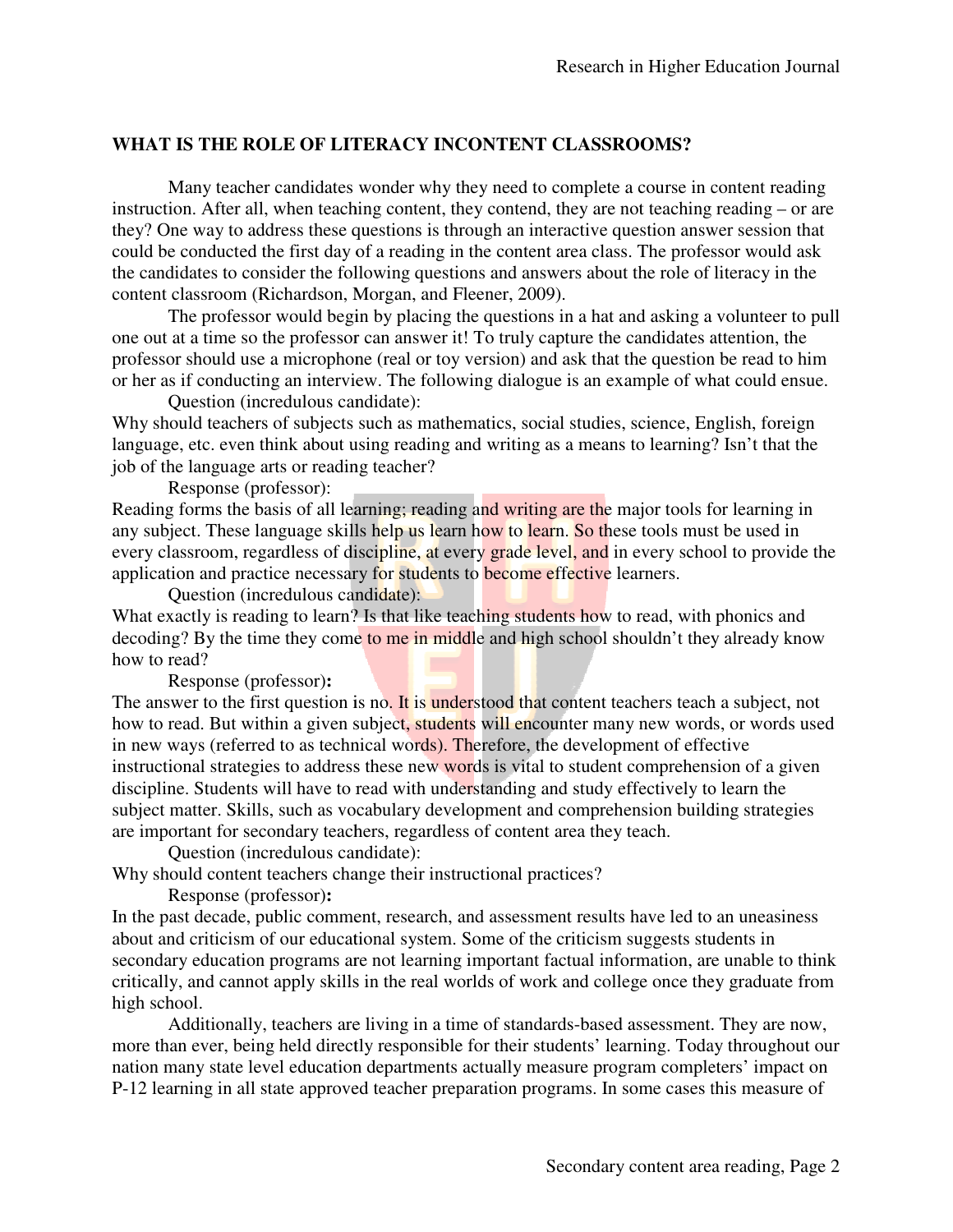## WHAT IS THE ROLE OF LITERACY INCONTENT CLASSROOMS?

Many teacher candidates wonder why they need to complete a course in content reading instruction. After all, when teaching content, they contend, they are not teaching reading – or are they? One way to address these questions is through an interactive question answer session that could be conducted the first day of a reading in the content area class. The professor would ask the candidates to consider the following questions and answers about the role of literacy in the content classroom (Richardson, Morgan, and Fleener, 2009).

The professor would begin by placing the questions in a hat and asking a volunteer to pull one out at a time so the professor can answer it! To truly capture the candidates attention, the professor should use a microphone (real or toy version) and ask that the question be read to him or her as if conducting an interview. The following dialogue is an example of what could ensue.

Question (incredulous candidate):

Why should teachers of subjects such as mathematics, social studies, science, English, foreign language, etc. even think about using reading and writing as a means to learning? Isn't that the job of the language arts or reading teacher?

Response (professor):

Reading forms the basis of all learning; reading and writing are the major tools for learning in any subject. These language skills help us learn how to learn. So these tools must be used in every classroom, regardless of discipline, at every grade level, and in every school to provide the application and practice necessary for students to become effective learners.

Question (incredulous candidate):

What exactly is reading to learn? Is that like teaching students how to read, with phonics and decoding? By the time they come to me in middle and high school shouldn't they already know how to read?

Response (professor)**:**

The answer to the first question is no. It is understood that content teachers teach a subject, not how to read. But within a given subject, students will encounter many new words, or words used in new ways (referred to as technical words). Therefore, the development of effective instructional strategies to address these new words is vital to student comprehension of a given discipline. Students will have to read with understanding and study effectively to learn the subject matter. Skills, such as vocabulary development and comprehension building strategies are important for secondary teachers, regardless of content area they teach.

Question (incredulous candidate):

Why should content teachers change their instructional practices?

Response (professor)**:**

In the past decade, public comment, research, and assessment results have led to an uneasiness about and criticism of our educational system. Some of the criticism suggests students in secondary education programs are not learning important factual information, are unable to think critically, and cannot apply skills in the real worlds of work and college once they graduate from high school.

Additionally, teachers are living in a time of standards-based assessment. They are now, more than ever, being held directly responsible for their students' learning. Today throughout our nation many state level education departments actually measure program completers' impact on P-12 learning in all state approved teacher preparation programs. In some cases this measure of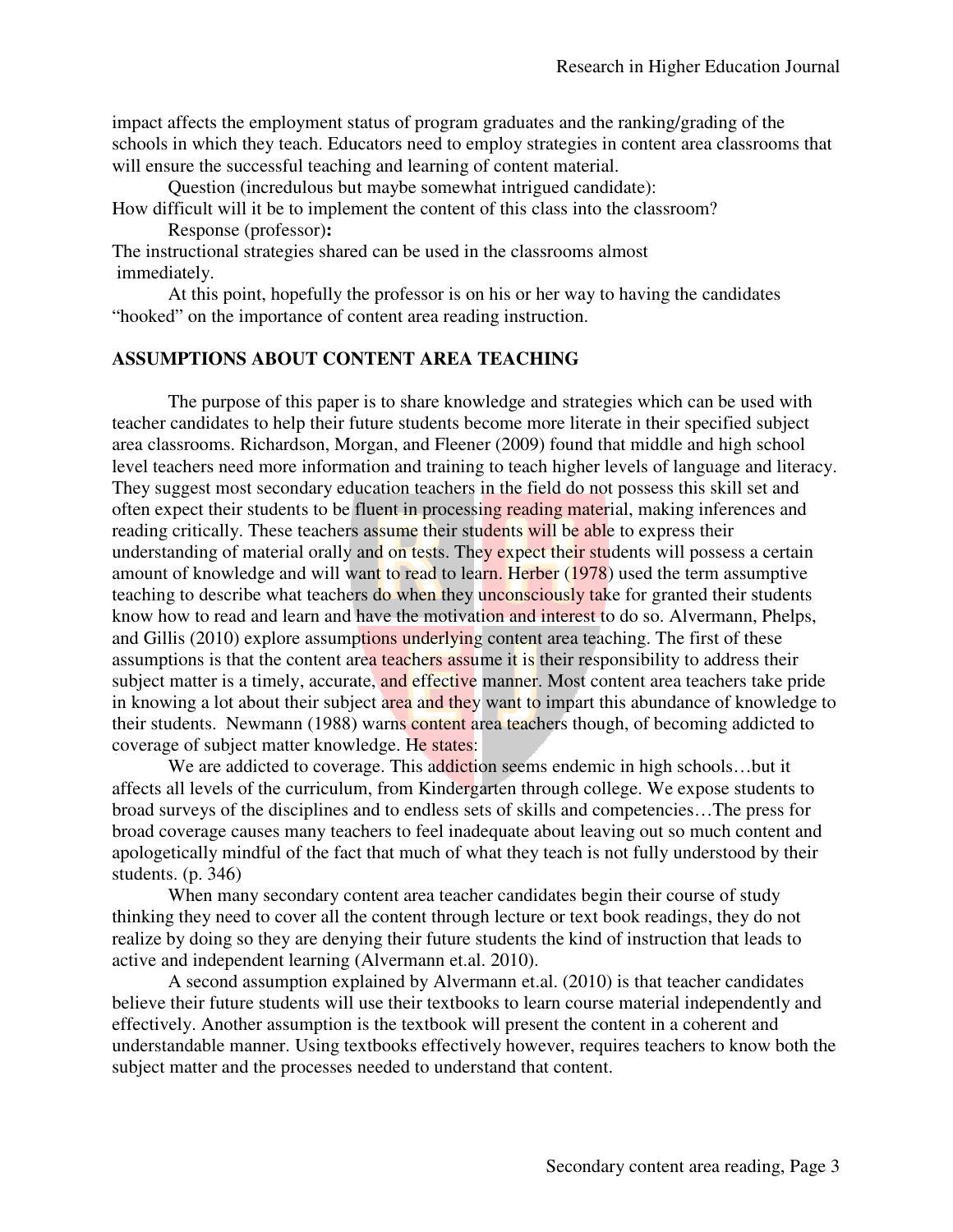impact affects the employment status of program graduates and the ranking/grading of the schools in which they teach. Educators need to employ strategies in content area classrooms that will ensure the successful teaching and learning of content material.

Question (incredulous but maybe somewhat intrigued candidate):
How difficult will it be to implement the content of this class into the classroom?

Response (professor)**:**
The instructional strategies shared can be used in the classrooms almost immediately.

At this point, hopefully the professor is on his or her way to having the candidates "hooked" on the importance of content area reading instruction.

## ASSUMPTIONS ABOUT CONTENT AREA TEACHING

The purpose of this paper is to share knowledge and strategies which can be used with teacher candidates to help their future students become more literate in their specified subject area classrooms. Richardson, Morgan, and Fleener (2009) found that middle and high school level teachers need more information and training to teach higher levels of language and literacy. They suggest most secondary education teachers in the field do not possess this skill set and often expect their students to be fluent in processing reading material, making inferences and reading critically. These teachers assume their students will be able to express their understanding of material orally and on tests. They expect their students will possess a certain amount of knowledge and will want to read to learn. Herber (1978) used the term assumptive teaching to describe what teachers do when they unconsciously take for granted their students know how to read and learn and have the motivation and interest to do so. Alvermann, Phelps, and Gillis (2010) explore assumptions underlying content area teaching. The first of these assumptions is that the content area teachers assume it is their responsibility to address their subject matter is a timely, accurate, and effective manner. Most content area teachers take pride in knowing a lot about their subject area and they want to impart this abundance of knowledge to their students. Newmann (1988) warns content area teachers though, of becoming addicted to coverage of subject matter knowledge. He states:

We are addicted to coverage. This addiction seems endemic in high schools…but it affects all levels of the curriculum, from Kindergarten through college. We expose students to broad surveys of the disciplines and to endless sets of skills and competencies…The press for broad coverage causes many teachers to feel inadequate about leaving out so much content and apologetically mindful of the fact that much of what they teach is not fully understood by their students. (p. 346)

When many secondary content area teacher candidates begin their course of study thinking they need to cover all the content through lecture or text book readings, they do not realize by doing so they are denying their future students the kind of instruction that leads to active and independent learning (Alvermann et.al. 2010).

A second assumption explained by Alvermann et.al. (2010) is that teacher candidates believe their future students will use their textbooks to learn course material independently and effectively. Another assumption is the textbook will present the content in a coherent and understandable manner. Using textbooks effectively however, requires teachers to know both the subject matter and the processes needed to understand that content.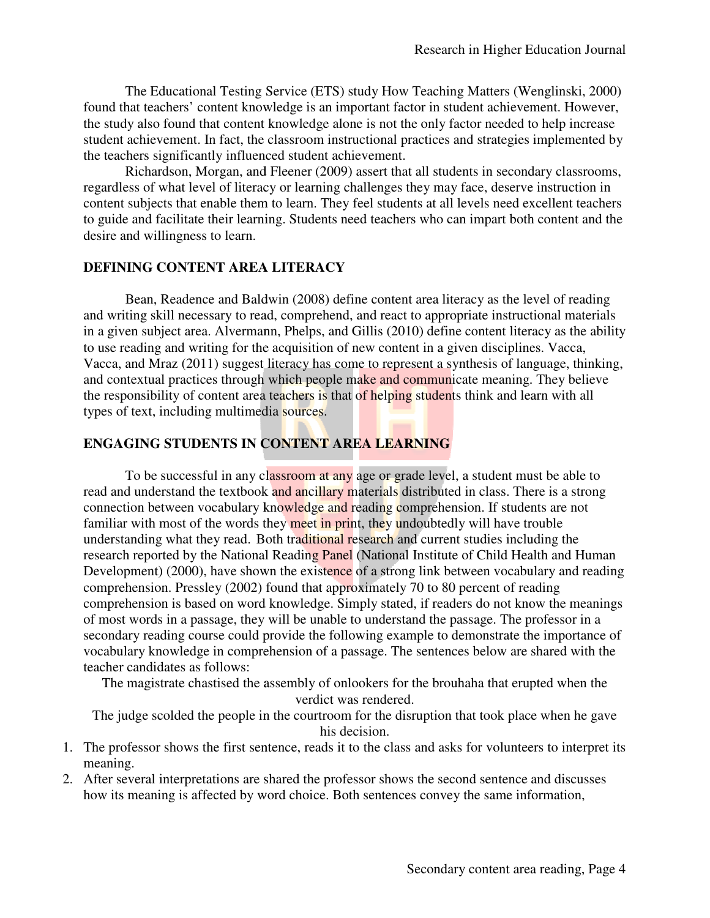The Educational Testing Service (ETS) study How Teaching Matters (Wenglinski, 2000) found that teachers' content knowledge is an important factor in student achievement. However, the study also found that content knowledge alone is not the only factor needed to help increase student achievement. In fact, the classroom instructional practices and strategies implemented by the teachers significantly influenced student achievement.

Richardson, Morgan, and Fleener (2009) assert that all students in secondary classrooms, regardless of what level of literacy or learning challenges they may face, deserve instruction in content subjects that enable them to learn. They feel students at all levels need excellent teachers to guide and facilitate their learning. Students need teachers who can impart both content and the desire and willingness to learn.

## DEFINING CONTENT AREA LITERACY

Bean, Readence and Baldwin (2008) define content area literacy as the level of reading and writing skill necessary to read, comprehend, and react to appropriate instructional materials in a given subject area. Alvermann, Phelps, and Gillis (2010) define content literacy as the ability to use reading and writing for the acquisition of new content in a given disciplines. Vacca, Vacca, and Mraz (2011) suggest literacy has come to represent a synthesis of language, thinking, and contextual practices through which people make and communicate meaning. They believe the responsibility of content area teachers is that of helping students think and learn with all types of text, including multimedia sources.

## ENGAGING STUDENTS IN CONTENT AREA LEARNING

To be successful in any classroom at any age or grade level, a student must be able to read and understand the textbook and ancillary materials distributed in class. There is a strong connection between vocabulary knowledge and reading comprehension. If students are not familiar with most of the words they meet in print, they undoubtedly will have trouble understanding what they read. Both traditional research and current studies including the research reported by the National Reading Panel (National Institute of Child Health and Human Development) (2000), have shown the existence of a strong link between vocabulary and reading comprehension. Pressley (2002) found that approximately 70 to 80 percent of reading comprehension is based on word knowledge. Simply stated, if readers do not know the meanings of most words in a passage, they will be unable to understand the passage. The professor in a secondary reading course could provide the following example to demonstrate the importance of vocabulary knowledge in comprehension of a passage. The sentences below are shared with the teacher candidates as follows:

> The magistrate chastised the assembly of onlookers for the brouhaha that erupted when the verdict was rendered.
>
> The judge scolded the people in the courtroom for the disruption that took place when he gave his decision.

1. The professor shows the first sentence, reads it to the class and asks for volunteers to interpret its meaning.
2. After several interpretations are shared the professor shows the second sentence and discusses how its meaning is affected by word choice. Both sentences convey the same information,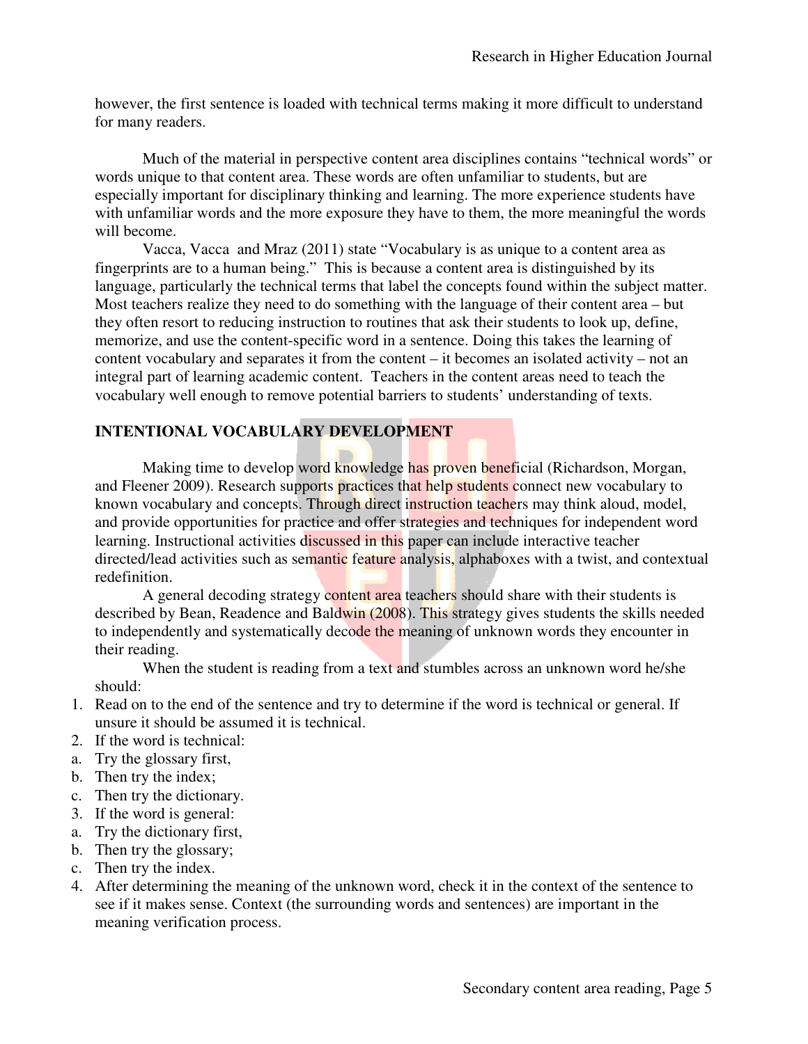however, the first sentence is loaded with technical terms making it more difficult to understand for many readers.

Much of the material in perspective content area disciplines contains “technical words” or words unique to that content area. These words are often unfamiliar to students, but are especially important for disciplinary thinking and learning. The more experience students have with unfamiliar words and the more exposure they have to them, the more meaningful the words will become.

Vacca, Vacca and Mraz (2011) state “Vocabulary is as unique to a content area as fingerprints are to a human being.” This is because a content area is distinguished by its language, particularly the technical terms that label the concepts found within the subject matter. Most teachers realize they need to do something with the language of their content area – but they often resort to reducing instruction to routines that ask their students to look up, define, memorize, and use the content-specific word in a sentence. Doing this takes the learning of content vocabulary and separates it from the content – it becomes an isolated activity – not an integral part of learning academic content. Teachers in the content areas need to teach the vocabulary well enough to remove potential barriers to students’ understanding of texts.

## INTENTIONAL VOCABULARY DEVELOPMENT

Making time to develop word knowledge has proven beneficial (Richardson, Morgan, and Fleener 2009). Research supports practices that help students connect new vocabulary to known vocabulary and concepts. Through direct instruction teachers may think aloud, model, and provide opportunities for practice and offer strategies and techniques for independent word learning. Instructional activities discussed in this paper can include interactive teacher directed/lead activities such as semantic feature analysis, alphaboxes with a twist, and contextual redefinition.

A general decoding strategy content area teachers should share with their students is described by Bean, Readence and Baldwin (2008). This strategy gives students the skills needed to independently and systematically decode the meaning of unknown words they encounter in their reading.

When the student is reading from a text and stumbles across an unknown word he/she should:

1. Read on to the end of the sentence and try to determine if the word is technical or general. If unsure it should be assumed it is technical.
2. If the word is technical:
   a. Try the glossary first,
   b. Then try the index;
   c. Then try the dictionary.
3. If the word is general:
   a. Try the dictionary first,
   b. Then try the glossary;
   c. Then try the index.
4. After determining the meaning of the unknown word, check it in the context of the sentence to see if it makes sense. Context (the surrounding words and sentences) are important in the meaning verification process.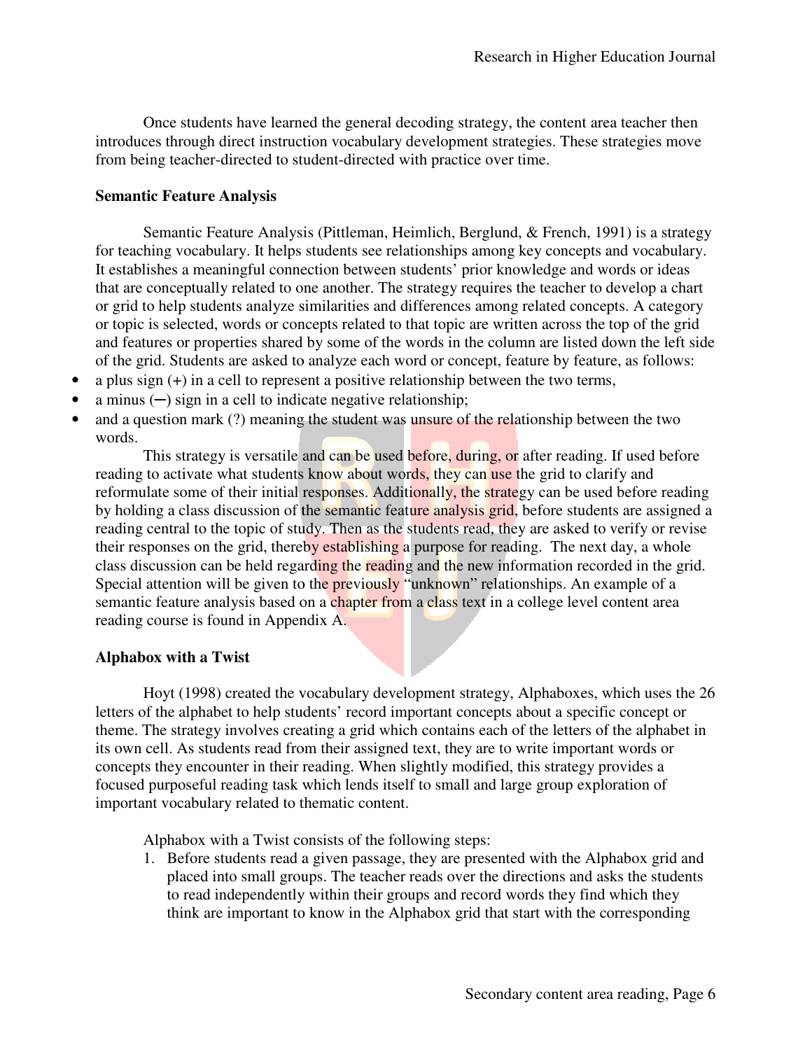Once students have learned the general decoding strategy, the content area teacher then introduces through direct instruction vocabulary development strategies. These strategies move from being teacher-directed to student-directed with practice over time.

**Semantic Feature Analysis**

Semantic Feature Analysis (Pittleman, Heimlich, Berglund, & French, 1991) is a strategy for teaching vocabulary. It helps students see relationships among key concepts and vocabulary. It establishes a meaningful connection between students' prior knowledge and words or ideas that are conceptually related to one another. The strategy requires the teacher to develop a chart or grid to help students analyze similarities and differences among related concepts. A category or topic is selected, words or concepts related to that topic are written across the top of the grid and features or properties shared by some of the words in the column are listed down the left side of the grid. Students are asked to analyze each word or concept, feature by feature, as follows:

- a plus sign (+) in a cell to represent a positive relationship between the two terms,
- a minus (—) sign in a cell to indicate negative relationship;
- and a question mark (?) meaning the student was unsure of the relationship between the two words.

This strategy is versatile and can be used before, during, or after reading. If used before reading to activate what students know about words, they can use the grid to clarify and reformulate some of their initial responses. Additionally, the strategy can be used before reading by holding a class discussion of the semantic feature analysis grid, before students are assigned a reading central to the topic of study. Then as the students read, they are asked to verify or revise their responses on the grid, thereby establishing a purpose for reading. The next day, a whole class discussion can be held regarding the reading and the new information recorded in the grid. Special attention will be given to the previously "unknown" relationships. An example of a semantic feature analysis based on a chapter from a class text in a college level content area reading course is found in Appendix A.

**Alphabox with a Twist**

Hoyt (1998) created the vocabulary development strategy, Alphaboxes, which uses the 26 letters of the alphabet to help students' record important concepts about a specific concept or theme. The strategy involves creating a grid which contains each of the letters of the alphabet in its own cell. As students read from their assigned text, they are to write important words or concepts they encounter in their reading. When slightly modified, this strategy provides a focused purposeful reading task which lends itself to small and large group exploration of important vocabulary related to thematic content.

Alphabox with a Twist consists of the following steps:

1. Before students read a given passage, they are presented with the Alphabox grid and placed into small groups. The teacher reads over the directions and asks the students to read independently within their groups and record words they find which they think are important to know in the Alphabox grid that start with the corresponding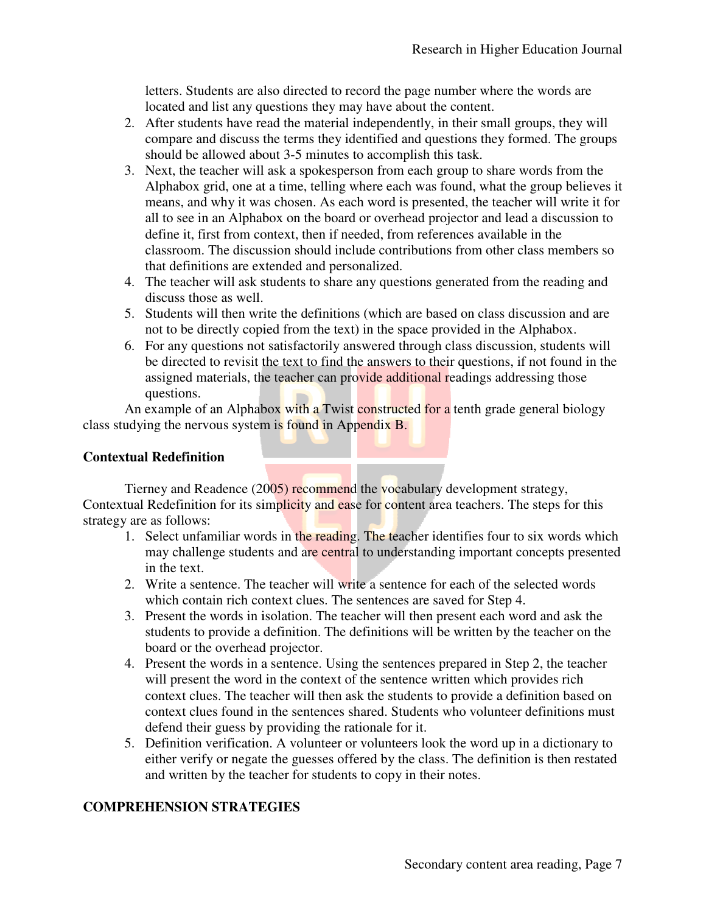letters. Students are also directed to record the page number where the words are located and list any questions they may have about the content.

2. After students have read the material independently, in their small groups, they will compare and discuss the terms they identified and questions they formed. The groups should be allowed about 3-5 minutes to accomplish this task.
3. Next, the teacher will ask a spokesperson from each group to share words from the Alphabox grid, one at a time, telling where each was found, what the group believes it means, and why it was chosen. As each word is presented, the teacher will write it for all to see in an Alphabox on the board or overhead projector and lead a discussion to define it, first from context, then if needed, from references available in the classroom. The discussion should include contributions from other class members so that definitions are extended and personalized.
4. The teacher will ask students to share any questions generated from the reading and discuss those as well.
5. Students will then write the definitions (which are based on class discussion and are not to be directly copied from the text) in the space provided in the Alphabox.
6. For any questions not satisfactorily answered through class discussion, students will be directed to revisit the text to find the answers to their questions, if not found in the assigned materials, the teacher can provide additional readings addressing those questions.

An example of an Alphabox with a Twist constructed for a tenth grade general biology class studying the nervous system is found in Appendix B.

### Contextual Redefinition

Tierney and Readence (2005) recommend the vocabulary development strategy, Contextual Redefinition for its simplicity and ease for content area teachers. The steps for this strategy are as follows:

1. Select unfamiliar words in the reading. The teacher identifies four to six words which may challenge students and are central to understanding important concepts presented in the text.
2. Write a sentence. The teacher will write a sentence for each of the selected words which contain rich context clues. The sentences are saved for Step 4.
3. Present the words in isolation. The teacher will then present each word and ask the students to provide a definition. The definitions will be written by the teacher on the board or the overhead projector.
4. Present the words in a sentence. Using the sentences prepared in Step 2, the teacher will present the word in the context of the sentence written which provides rich context clues. The teacher will then ask the students to provide a definition based on context clues found in the sentences shared. Students who volunteer definitions must defend their guess by providing the rationale for it.
5. Definition verification. A volunteer or volunteers look the word up in a dictionary to either verify or negate the guesses offered by the class. The definition is then restated and written by the teacher for students to copy in their notes.

## COMPREHENSION STRATEGIES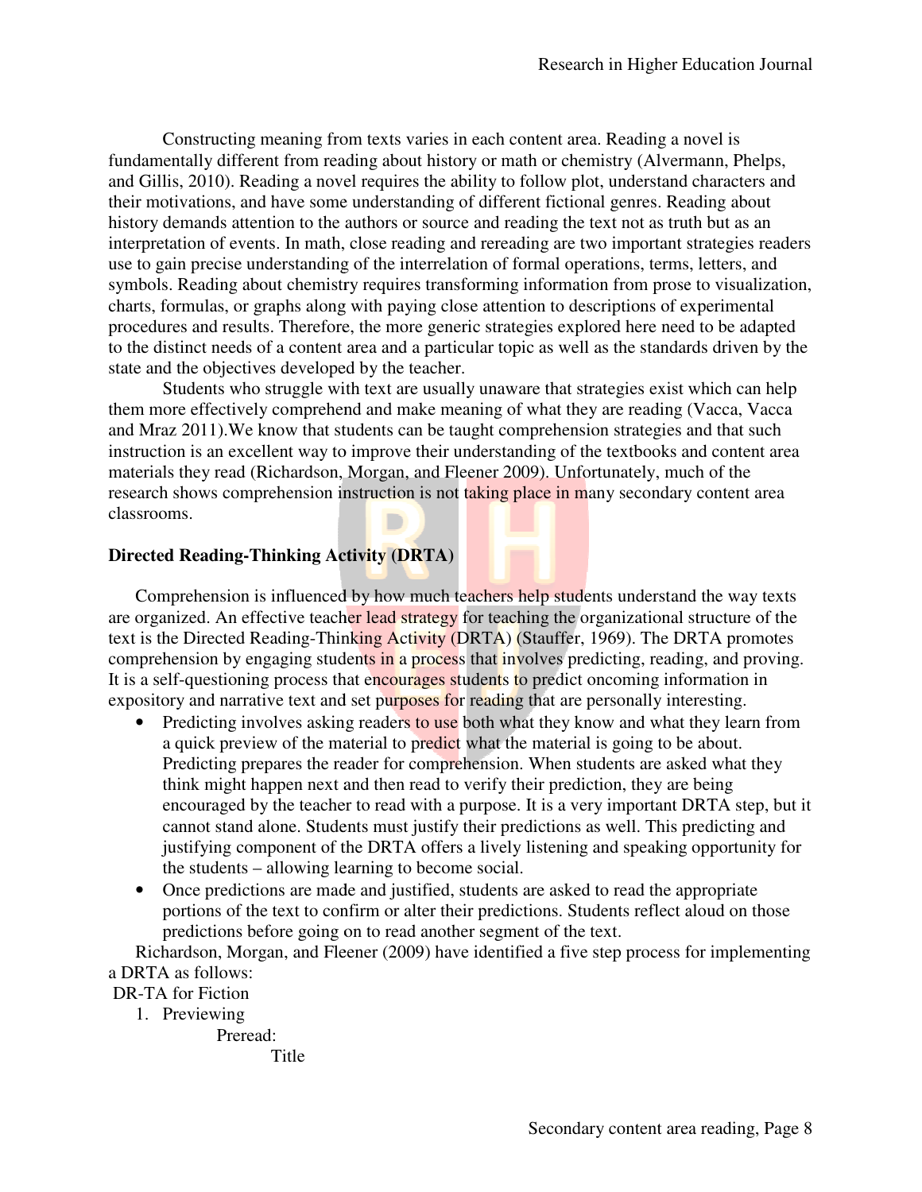Constructing meaning from texts varies in each content area. Reading a novel is fundamentally different from reading about history or math or chemistry (Alvermann, Phelps, and Gillis, 2010). Reading a novel requires the ability to follow plot, understand characters and their motivations, and have some understanding of different fictional genres. Reading about history demands attention to the authors or source and reading the text not as truth but as an interpretation of events. In math, close reading and rereading are two important strategies readers use to gain precise understanding of the interrelation of formal operations, terms, letters, and symbols. Reading about chemistry requires transforming information from prose to visualization, charts, formulas, or graphs along with paying close attention to descriptions of experimental procedures and results. Therefore, the more generic strategies explored here need to be adapted to the distinct needs of a content area and a particular topic as well as the standards driven by the state and the objectives developed by the teacher.

Students who struggle with text are usually unaware that strategies exist which can help them more effectively comprehend and make meaning of what they are reading (Vacca, Vacca and Mraz 2011).We know that students can be taught comprehension strategies and that such instruction is an excellent way to improve their understanding of the textbooks and content area materials they read (Richardson, Morgan, and Fleener 2009). Unfortunately, much of the research shows comprehension instruction is not taking place in many secondary content area classrooms.

**Directed Reading-Thinking Activity (DRTA)**

Comprehension is influenced by how much teachers help students understand the way texts are organized. An effective teacher lead strategy for teaching the organizational structure of the text is the Directed Reading-Thinking Activity (DRTA) (Stauffer, 1969). The DRTA promotes comprehension by engaging students in a process that involves predicting, reading, and proving. It is a self-questioning process that encourages students to predict oncoming information in expository and narrative text and set purposes for reading that are personally interesting.

- Predicting involves asking readers to use both what they know and what they learn from a quick preview of the material to predict what the material is going to be about. Predicting prepares the reader for comprehension. When students are asked what they think might happen next and then read to verify their prediction, they are being encouraged by the teacher to read with a purpose. It is a very important DRTA step, but it cannot stand alone. Students must justify their predictions as well. This predicting and justifying component of the DRTA offers a lively listening and speaking opportunity for the students – allowing learning to become social.
- Once predictions are made and justified, students are asked to read the appropriate portions of the text to confirm or alter their predictions. Students reflect aloud on those predictions before going on to read another segment of the text.

Richardson, Morgan, and Fleener (2009) have identified a five step process for implementing a DRTA as follows:

DR-TA for Fiction

1. Previewing

   Preread:

   Title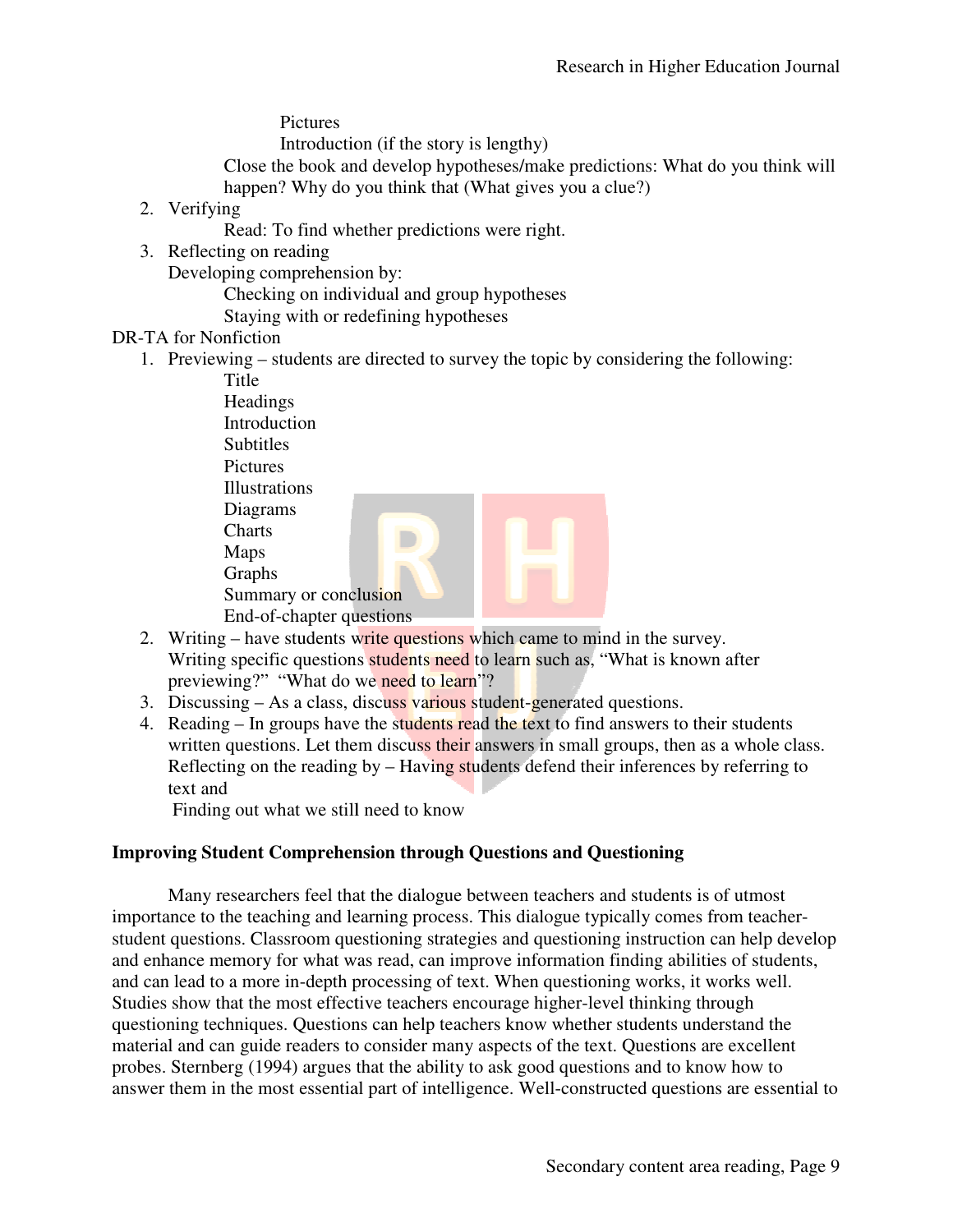Pictures

Introduction (if the story is lengthy)

Close the book and develop hypotheses/make predictions: What do you think will happen? Why do you think that (What gives you a clue?)

2. Verifying

   Read: To find whether predictions were right.

3. Reflecting on reading

   Developing comprehension by:

   Checking on individual and group hypotheses

   Staying with or redefining hypotheses

DR-TA for Nonfiction

1. Previewing – students are directed to survey the topic by considering the following:

   Title
   Headings
   Introduction
   Subtitles
   Pictures
   Illustrations
   Diagrams
   Charts
   Maps
   Graphs
   Summary or conclusion
   End-of-chapter questions

2. Writing – have students write questions which came to mind in the survey. Writing specific questions students need to learn such as, "What is known after previewing?" "What do we need to learn"?
3. Discussing – As a class, discuss various student-generated questions.
4. Reading – In groups have the students read the text to find answers to their students written questions. Let them discuss their answers in small groups, then as a whole class. Reflecting on the reading by – Having students defend their inferences by referring to text and

   Finding out what we still need to know

**Improving Student Comprehension through Questions and Questioning**

Many researchers feel that the dialogue between teachers and students is of utmost importance to the teaching and learning process. This dialogue typically comes from teacher-student questions. Classroom questioning strategies and questioning instruction can help develop and enhance memory for what was read, can improve information finding abilities of students, and can lead to a more in-depth processing of text. When questioning works, it works well. Studies show that the most effective teachers encourage higher-level thinking through questioning techniques. Questions can help teachers know whether students understand the material and can guide readers to consider many aspects of the text. Questions are excellent probes. Sternberg (1994) argues that the ability to ask good questions and to know how to answer them in the most essential part of intelligence. Well-constructed questions are essential to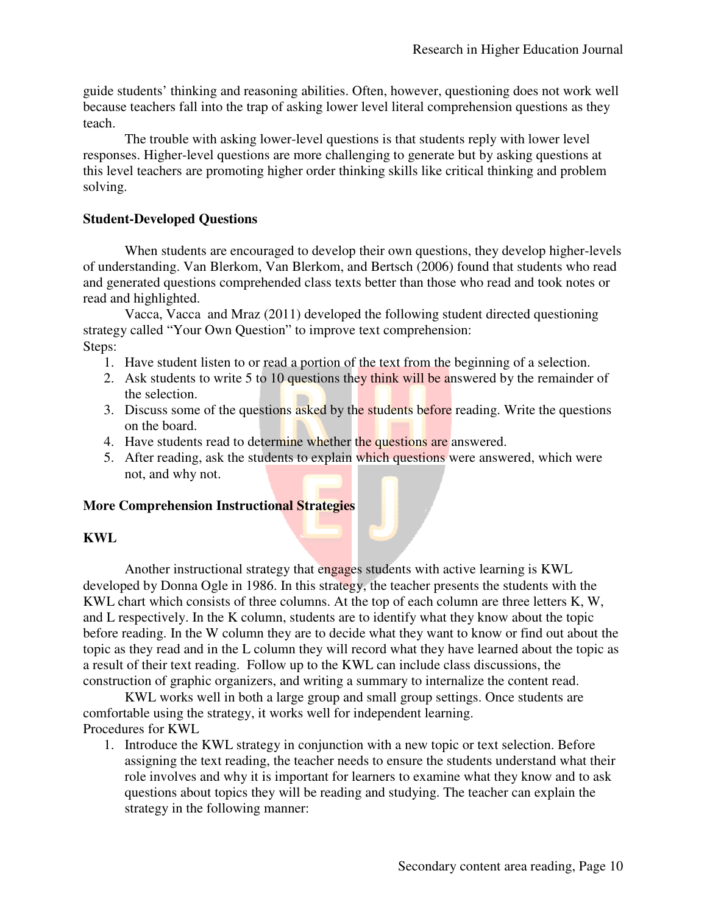guide students' thinking and reasoning abilities. Often, however, questioning does not work well because teachers fall into the trap of asking lower level literal comprehension questions as they teach.

The trouble with asking lower-level questions is that students reply with lower level responses. Higher-level questions are more challenging to generate but by asking questions at this level teachers are promoting higher order thinking skills like critical thinking and problem solving.

**Student-Developed Questions**

When students are encouraged to develop their own questions, they develop higher-levels of understanding. Van Blerkom, Van Blerkom, and Bertsch (2006) found that students who read and generated questions comprehended class texts better than those who read and took notes or read and highlighted.

Vacca, Vacca and Mraz (2011) developed the following student directed questioning strategy called "Your Own Question" to improve text comprehension:

Steps:

1. Have student listen to or read a portion of the text from the beginning of a selection.
2. Ask students to write 5 to 10 questions they think will be answered by the remainder of the selection.
3. Discuss some of the questions asked by the students before reading. Write the questions on the board.
4. Have students read to determine whether the questions are answered.
5. After reading, ask the students to explain which questions were answered, which were not, and why not.

**More Comprehension Instructional Strategies**

**KWL**

Another instructional strategy that engages students with active learning is KWL developed by Donna Ogle in 1986. In this strategy, the teacher presents the students with the KWL chart which consists of three columns. At the top of each column are three letters K, W, and L respectively. In the K column, students are to identify what they know about the topic before reading. In the W column they are to decide what they want to know or find out about the topic as they read and in the L column they will record what they have learned about the topic as a result of their text reading. Follow up to the KWL can include class discussions, the construction of graphic organizers, and writing a summary to internalize the content read.

KWL works well in both a large group and small group settings. Once students are comfortable using the strategy, it works well for independent learning.

Procedures for KWL

1. Introduce the KWL strategy in conjunction with a new topic or text selection. Before assigning the text reading, the teacher needs to ensure the students understand what their role involves and why it is important for learners to examine what they know and to ask questions about topics they will be reading and studying. The teacher can explain the strategy in the following manner: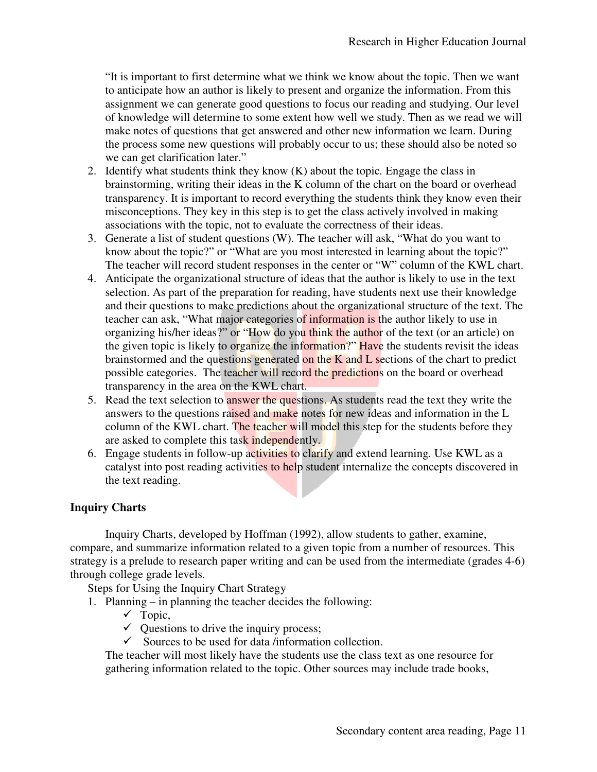“It is important to first determine what we think we know about the topic. Then we want to anticipate how an author is likely to present and organize the information. From this assignment we can generate good questions to focus our reading and studying. Our level of knowledge will determine to some extent how well we study. Then as we read we will make notes of questions that get answered and other new information we learn. During the process some new questions will probably occur to us; these should also be noted so we can get clarification later.”

2. Identify what students think they know (K) about the topic. Engage the class in brainstorming, writing their ideas in the K column of the chart on the board or overhead transparency. It is important to record everything the students think they know even their misconceptions. They key in this step is to get the class actively involved in making associations with the topic, not to evaluate the correctness of their ideas.
3. Generate a list of student questions (W). The teacher will ask, “What do you want to know about the topic?” or “What are you most interested in learning about the topic?” The teacher will record student responses in the center or “W” column of the KWL chart.
4. Anticipate the organizational structure of ideas that the author is likely to use in the text selection. As part of the preparation for reading, have students next use their knowledge and their questions to make predictions about the organizational structure of the text. The teacher can ask, “What major categories of information is the author likely to use in organizing his/her ideas?” or “How do you think the author of the text (or an article) on the given topic is likely to organize the information?” Have the students revisit the ideas brainstormed and the questions generated on the K and L sections of the chart to predict possible categories. The teacher will record the predictions on the board or overhead transparency in the area on the KWL chart.
5. Read the text selection to answer the questions. As students read the text they write the answers to the questions raised and make notes for new ideas and information in the L column of the KWL chart. The teacher will model this step for the students before they are asked to complete this task independently.
6. Engage students in follow-up activities to clarify and extend learning. Use KWL as a catalyst into post reading activities to help student internalize the concepts discovered in the text reading.

**Inquiry Charts**

Inquiry Charts, developed by Hoffman (1992), allow students to gather, examine, compare, and summarize information related to a given topic from a number of resources. This strategy is a prelude to research paper writing and can be used from the intermediate (grades 4-6) through college grade levels.

Steps for Using the Inquiry Chart Strategy

1. Planning – in planning the teacher decides the following:
   - ✓ Topic,
   - ✓ Questions to drive the inquiry process;
   - ✓ Sources to be used for data /information collection.

   The teacher will most likely have the students use the class text as one resource for gathering information related to the topic. Other sources may include trade books,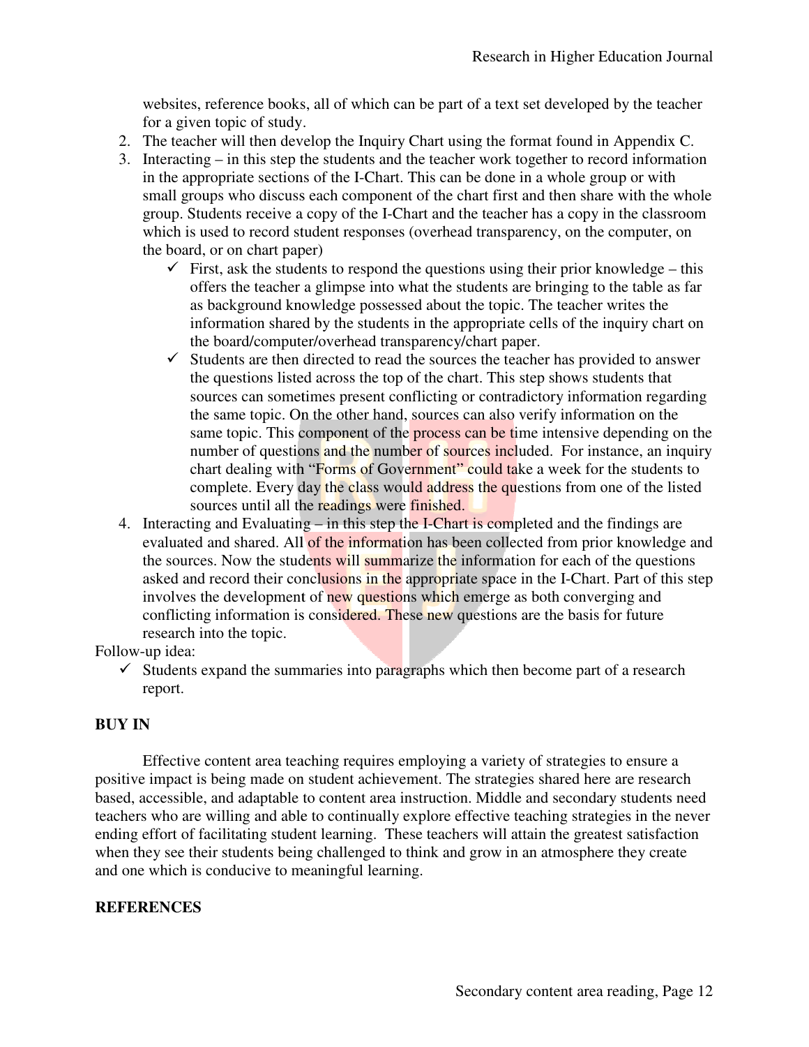websites, reference books, all of which can be part of a text set developed by the teacher for a given topic of study.

2. The teacher will then develop the Inquiry Chart using the format found in Appendix C.
3. Interacting – in this step the students and the teacher work together to record information in the appropriate sections of the I-Chart. This can be done in a whole group or with small groups who discuss each component of the chart first and then share with the whole group. Students receive a copy of the I-Chart and the teacher has a copy in the classroom which is used to record student responses (overhead transparency, on the computer, on the board, or on chart paper)
   - ✓ First, ask the students to respond the questions using their prior knowledge – this offers the teacher a glimpse into what the students are bringing to the table as far as background knowledge possessed about the topic. The teacher writes the information shared by the students in the appropriate cells of the inquiry chart on the board/computer/overhead transparency/chart paper.
   - ✓ Students are then directed to read the sources the teacher has provided to answer the questions listed across the top of the chart. This step shows students that sources can sometimes present conflicting or contradictory information regarding the same topic. On the other hand, sources can also verify information on the same topic. This component of the process can be time intensive depending on the number of questions and the number of sources included. For instance, an inquiry chart dealing with "Forms of Government" could take a week for the students to complete. Every day the class would address the questions from one of the listed sources until all the readings were finished.
4. Interacting and Evaluating – in this step the I-Chart is completed and the findings are evaluated and shared. All of the information has been collected from prior knowledge and the sources. Now the students will summarize the information for each of the questions asked and record their conclusions in the appropriate space in the I-Chart. Part of this step involves the development of new questions which emerge as both converging and conflicting information is considered. These new questions are the basis for future research into the topic.

Follow-up idea:

- ✓ Students expand the summaries into paragraphs which then become part of a research report.

## BUY IN

Effective content area teaching requires employing a variety of strategies to ensure a positive impact is being made on student achievement. The strategies shared here are research based, accessible, and adaptable to content area instruction. Middle and secondary students need teachers who are willing and able to continually explore effective teaching strategies in the never ending effort of facilitating student learning. These teachers will attain the greatest satisfaction when they see their students being challenged to think and grow in an atmosphere they create and one which is conducive to meaningful learning.

## REFERENCES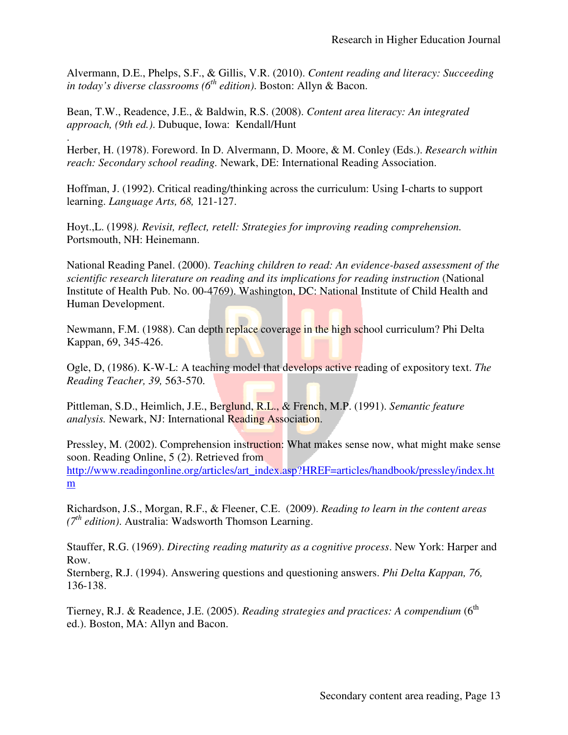Alvermann, D.E., Phelps, S.F., & Gillis, V.R. (2010). *Content reading and literacy: Succeeding in today's diverse classrooms (6th edition).* Boston: Allyn & Bacon.

Bean, T.W., Readence, J.E., & Baldwin, R.S. (2008). *Content area literacy: An integrated approach, (9th ed.).* Dubuque, Iowa: Kendall/Hunt

.

Herber, H. (1978). Foreword. In D. Alvermann, D. Moore, & M. Conley (Eds.). *Research within reach: Secondary school reading.* Newark, DE: International Reading Association.

Hoffman, J. (1992). Critical reading/thinking across the curriculum: Using I-charts to support learning. *Language Arts, 68,* 121-127.

Hoyt.,L. (1998*). Revisit, reflect, retell: Strategies for improving reading comprehension.* Portsmouth, NH: Heinemann.

National Reading Panel. (2000). *Teaching children to read: An evidence-based assessment of the scientific research literature on reading and its implications for reading instruction* (National Institute of Health Pub. No. 00-4769). Washington, DC: National Institute of Child Health and Human Development.

Newmann, F.M. (1988). Can depth replace coverage in the high school curriculum? Phi Delta Kappan, 69, 345-426.

Ogle, D, (1986). K-W-L: A teaching model that develops active reading of expository text. *The Reading Teacher, 39,* 563-570.

Pittleman, S.D., Heimlich, J.E., Berglund, R.L., & French, M.P. (1991). *Semantic feature analysis.* Newark, NJ: International Reading Association.

Pressley, M. (2002). Comprehension instruction: What makes sense now, what might make sense soon. Reading Online, 5 (2). Retrieved from http://www.readingonline.org/articles/art_index.asp?HREF=articles/handbook/pressley/index.htm

Richardson, J.S., Morgan, R.F., & Fleener, C.E. (2009). *Reading to learn in the content areas (7th edition).* Australia: Wadsworth Thomson Learning.

Stauffer, R.G. (1969). *Directing reading maturity as a cognitive process*. New York: Harper and Row.

Sternberg, R.J. (1994). Answering questions and questioning answers. *Phi Delta Kappan, 76,* 136-138.

Tierney, R.J. & Readence, J.E. (2005). *Reading strategies and practices: A compendium* (6th ed.). Boston, MA: Allyn and Bacon.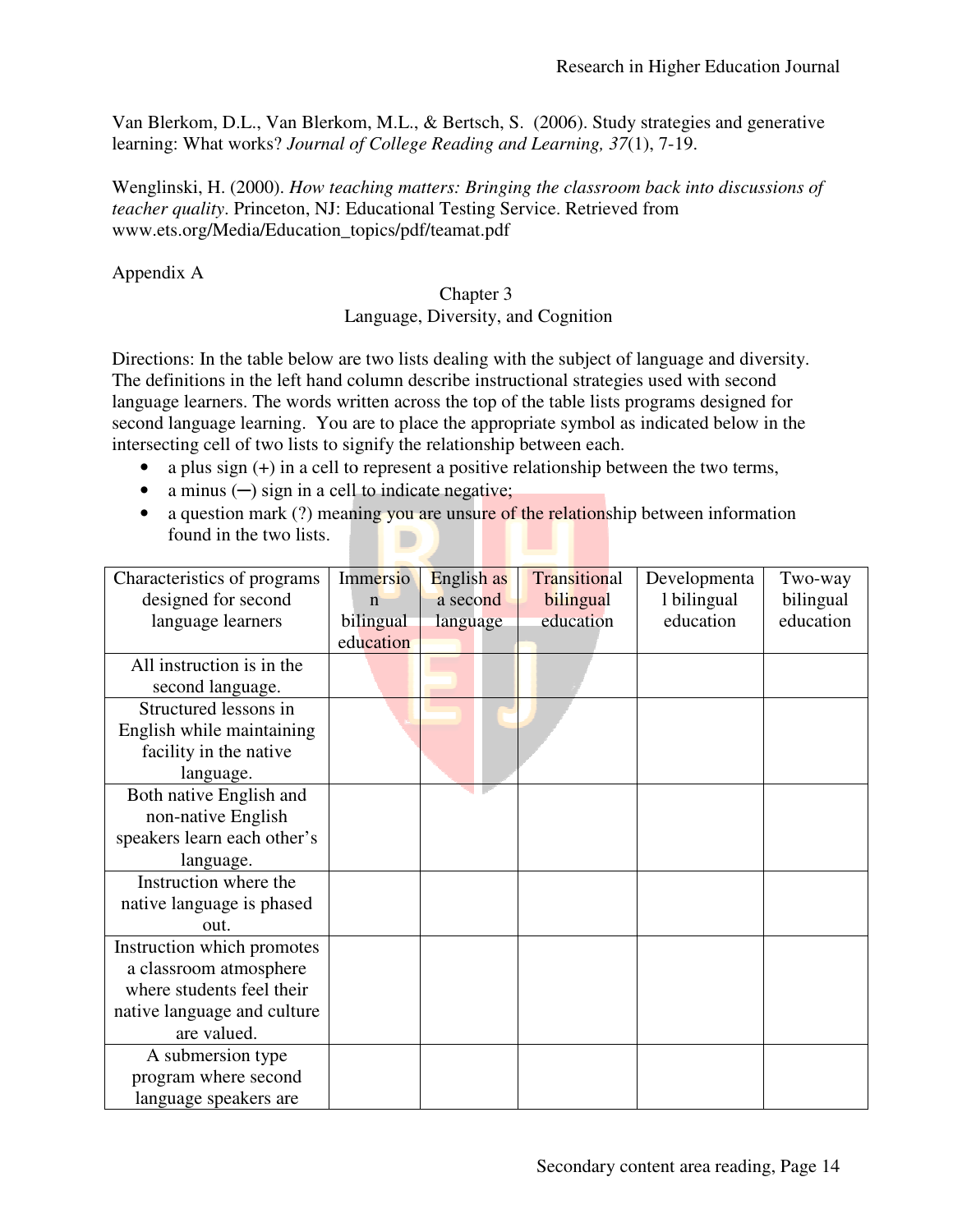Van Blerkom, D.L., Van Blerkom, M.L., & Bertsch, S. (2006). Study strategies and generative learning: What works? *Journal of College Reading and Learning, 37*(1), 7-19.

Wenglinski, H. (2000). *How teaching matters: Bringing the classroom back into discussions of teacher quality*. Princeton, NJ: Educational Testing Service. Retrieved from www.ets.org/Media/Education_topics/pdf/teamat.pdf

Appendix A

Chapter 3
Language, Diversity, and Cognition

Directions: In the table below are two lists dealing with the subject of language and diversity. The definitions in the left hand column describe instructional strategies used with second language learners. The words written across the top of the table lists programs designed for second language learning. You are to place the appropriate symbol as indicated below in the intersecting cell of two lists to signify the relationship between each.

- a plus sign (+) in a cell to represent a positive relationship between the two terms,
- a minus (—) sign in a cell to indicate negative;
- a question mark (?) meaning you are unsure of the relationship between information found in the two lists.

| Characteristics of programs designed for second language learners | Immersion bilingual education | English as a second language | Transitional bilingual education | Developmental bilingual education | Two-way bilingual education |
|---|---|---|---|---|---|
| All instruction is in the second language. | | | | | |
| Structured lessons in English while maintaining facility in the native language. | | | | | |
| Both native English and non-native English speakers learn each other's language. | | | | | |
| Instruction where the native language is phased out. | | | | | |
| Instruction which promotes a classroom atmosphere where students feel their native language and culture are valued. | | | | | |
| A submersion type program where second language speakers are | | | | | |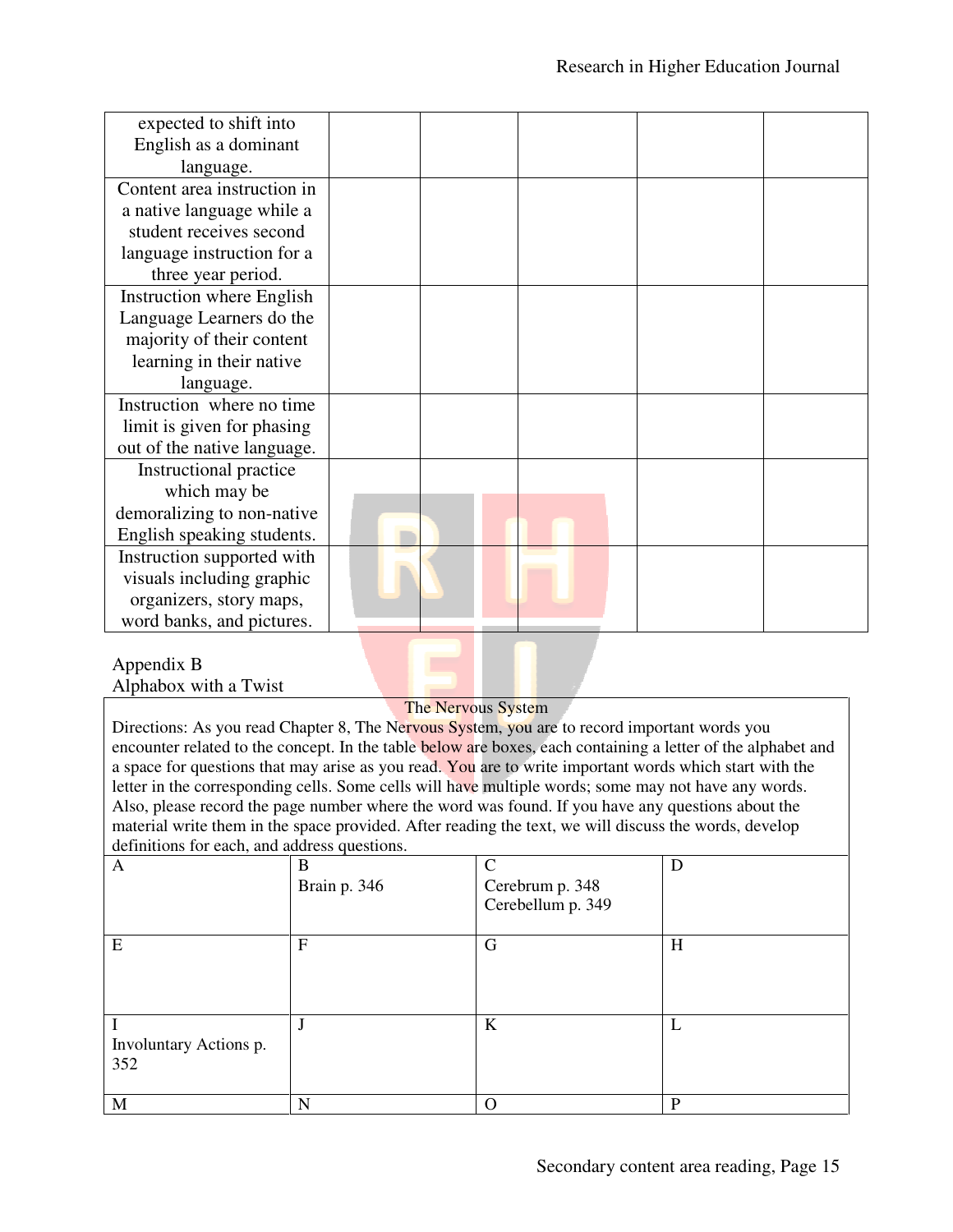| | | | | | |
|---|---|---|---|---|---|
| expected to shift into English as a dominant language. | | | | | |
| Content area instruction in a native language while a student receives second language instruction for a three year period. | | | | | |
| Instruction where English Language Learners do the majority of their content learning in their native language. | | | | | |
| Instruction where no time limit is given for phasing out of the native language. | | | | | |
| Instructional practice which may be demoralizing to non-native English speaking students. | | | | | |
| Instruction supported with visuals including graphic organizers, story maps, word banks, and pictures. | | | | | |

Appendix B
Alphabox with a Twist

The Nervous System

Directions: As you read Chapter 8, The Nervous System, you are to record important words you encounter related to the concept. In the table below are boxes, each containing a letter of the alphabet and a space for questions that may arise as you read. You are to write important words which start with the letter in the corresponding cells. Some cells will have multiple words; some may not have any words. Also, please record the page number where the word was found. If you have any questions about the material write them in the space provided. After reading the text, we will discuss the words, develop definitions for each, and address questions.

| | | | |
|---|---|---|---|
| A | B<br>Brain p. 346 | C<br>Cerebrum p. 348<br>Cerebellum p. 349 | D |
| E | F | G | H |
| I<br>Involuntary Actions p. 352 | J | K | L |
| M | N | O | P |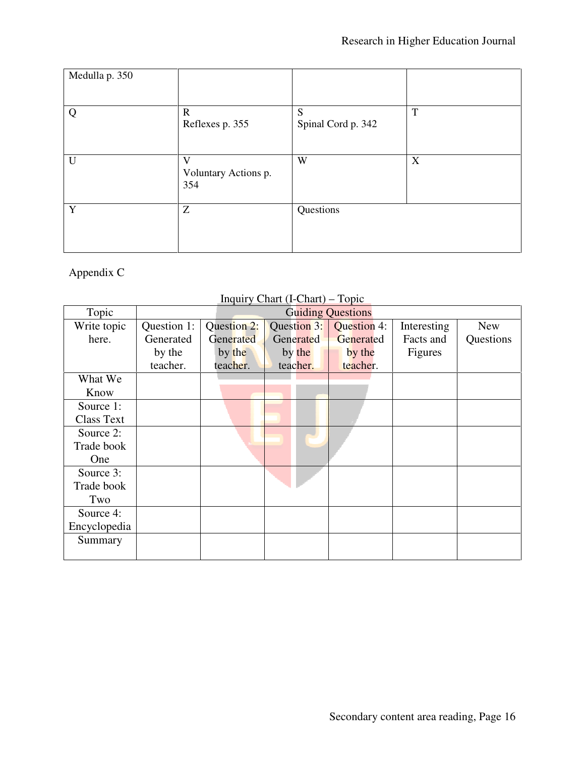| | | | |
|---|---|---|---|
| Medulla p. 350 | | | |
| Q | R<br>Reflexes p. 355 | S<br>Spinal Cord p. 342 | T |
| U | V<br>Voluntary Actions p. 354 | W | X |
| Y | Z | Questions | |

Appendix C

Inquiry Chart (I-Chart) – Topic

| Topic | Guiding Questions | | | | | |
|---|---|---|---|---|---|---|
| Write topic here. | Question 1: Generated by the teacher. | Question 2: Generated by the teacher. | Question 3: Generated by the teacher. | Question 4: Generated by the teacher. | Interesting Facts and Figures | New Questions |
| What We Know | | | | | | |
| Source 1: Class Text | | | | | | |
| Source 2: Trade book One | | | | | | |
| Source 3: Trade book Two | | | | | | |
| Source 4: Encyclopedia | | | | | | |
| Summary | | | | | | |